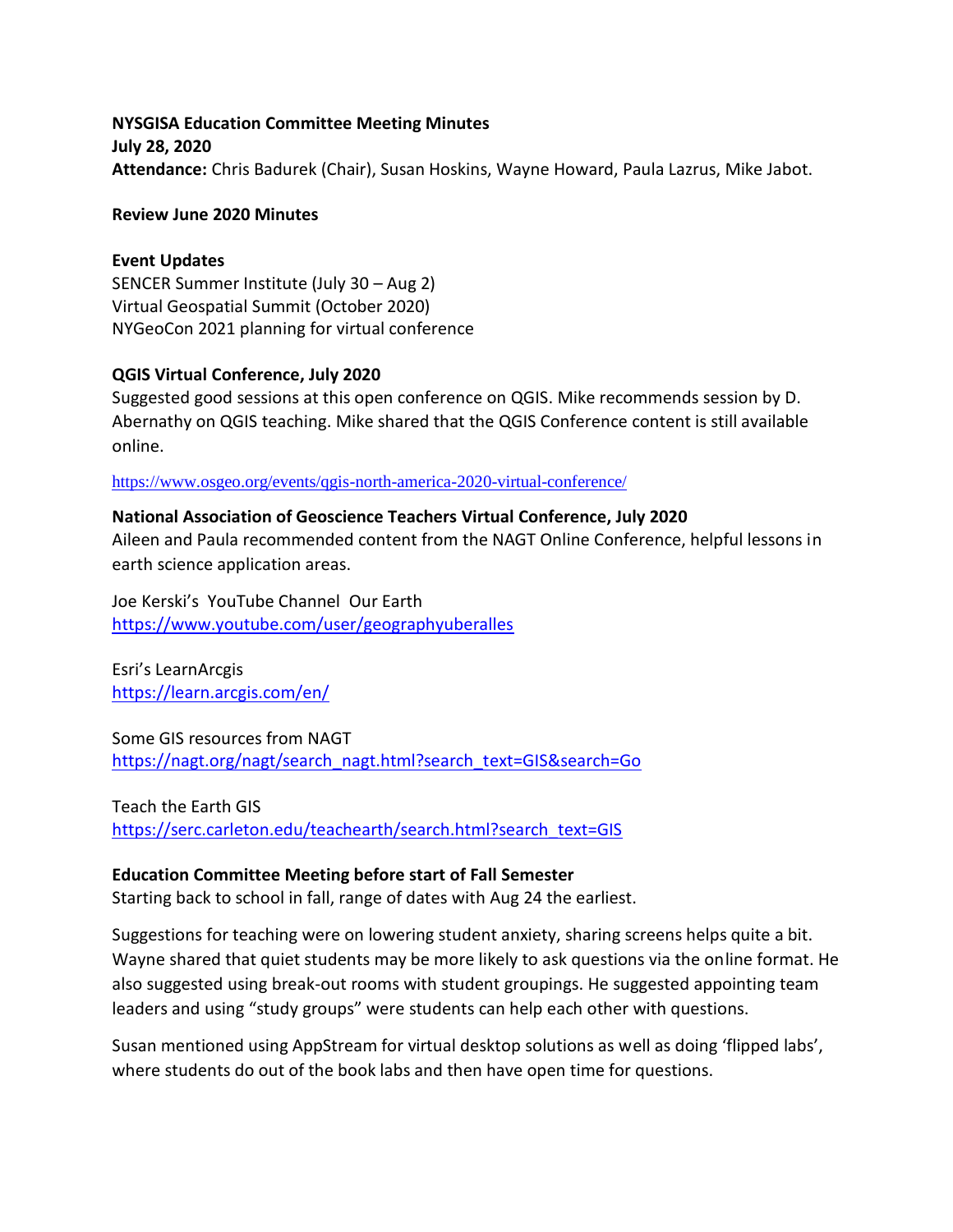**NYSGISA Education Committee Meeting Minutes**

**July 28, 2020**

**Attendance:** Chris Badurek (Chair), Susan Hoskins, Wayne Howard, Paula Lazrus, Mike Jabot.

**Review June 2020 Minutes**

**Event Updates**

SENCER Summer Institute (July 30 – Aug 2)
Virtual Geospatial Summit (October 2020)
NYGeoCon 2021 planning for virtual conference

**QGIS Virtual Conference, July 2020**

Suggested good sessions at this open conference on QGIS. Mike recommends session by D. Abernathy on QGIS teaching. Mike shared that the QGIS Conference content is still available online.

https://www.osgeo.org/events/qgis-north-america-2020-virtual-conference/

**National Association of Geoscience Teachers Virtual Conference, July 2020**

Aileen and Paula recommended content from the NAGT Online Conference, helpful lessons in earth science application areas.

Joe Kerski's YouTube Channel Our Earth
https://www.youtube.com/user/geographyuberalles

Esri's LearnArcgis
https://learn.arcgis.com/en/

Some GIS resources from NAGT
https://nagt.org/nagt/search_nagt.html?search_text=GIS&search=Go

Teach the Earth GIS
https://serc.carleton.edu/teachearth/search.html?search_text=GIS

**Education Committee Meeting before start of Fall Semester**

Starting back to school in fall, range of dates with Aug 24 the earliest.

Suggestions for teaching were on lowering student anxiety, sharing screens helps quite a bit. Wayne shared that quiet students may be more likely to ask questions via the online format. He also suggested using break-out rooms with student groupings. He suggested appointing team leaders and using "study groups" were students can help each other with questions.

Susan mentioned using AppStream for virtual desktop solutions as well as doing 'flipped labs', where students do out of the book labs and then have open time for questions.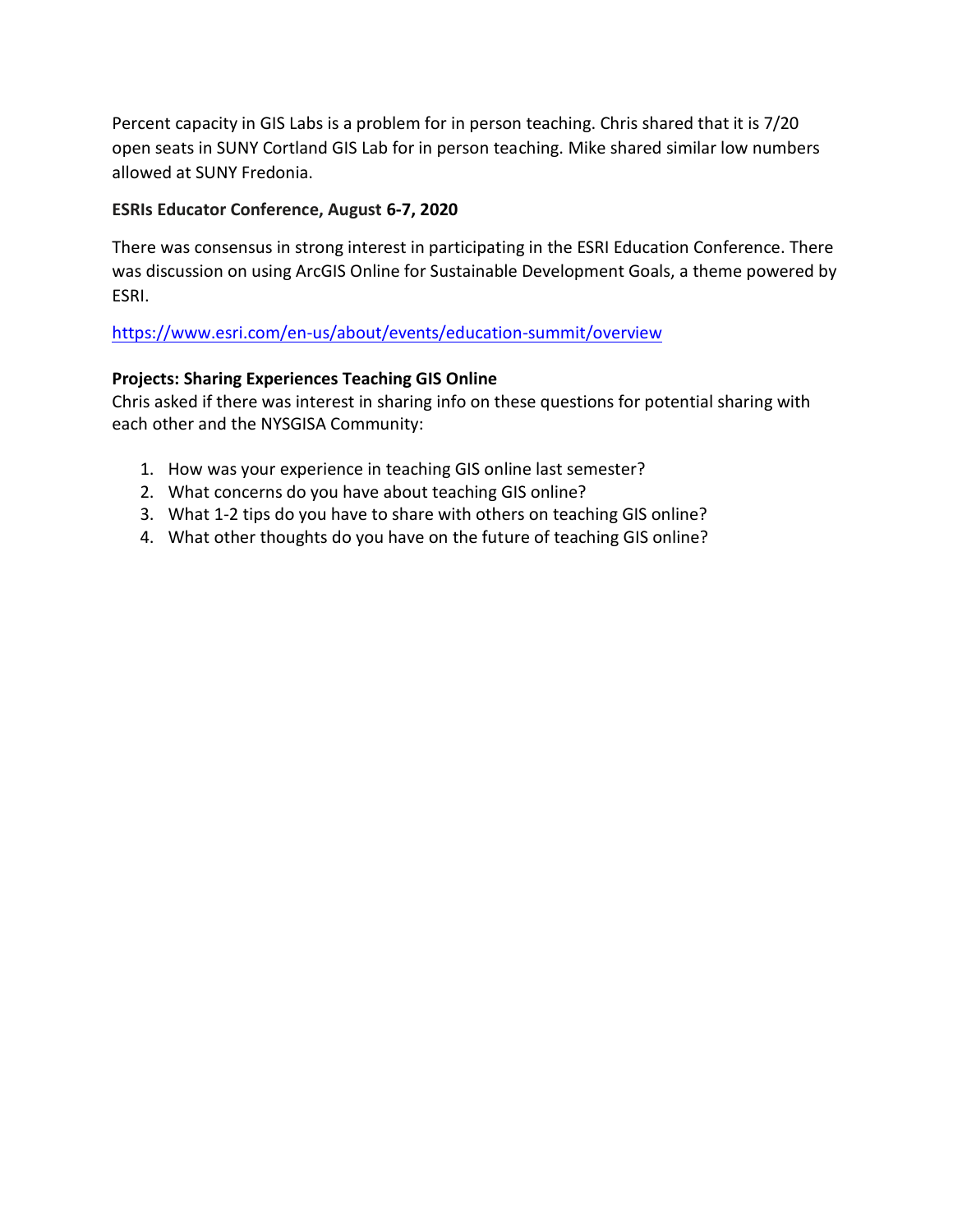Percent capacity in GIS Labs is a problem for in person teaching. Chris shared that it is 7/20 open seats in SUNY Cortland GIS Lab for in person teaching. Mike shared similar low numbers allowed at SUNY Fredonia.

**ESRIs Educator Conference, August 6-7, 2020**

There was consensus in strong interest in participating in the ESRI Education Conference. There was discussion on using ArcGIS Online for Sustainable Development Goals, a theme powered by ESRI.

https://www.esri.com/en-us/about/events/education-summit/overview

**Projects: Sharing Experiences Teaching GIS Online**

Chris asked if there was interest in sharing info on these questions for potential sharing with each other and the NYSGISA Community:

1. How was your experience in teaching GIS online last semester?
2. What concerns do you have about teaching GIS online?
3. What 1-2 tips do you have to share with others on teaching GIS online?
4. What other thoughts do you have on the future of teaching GIS online?